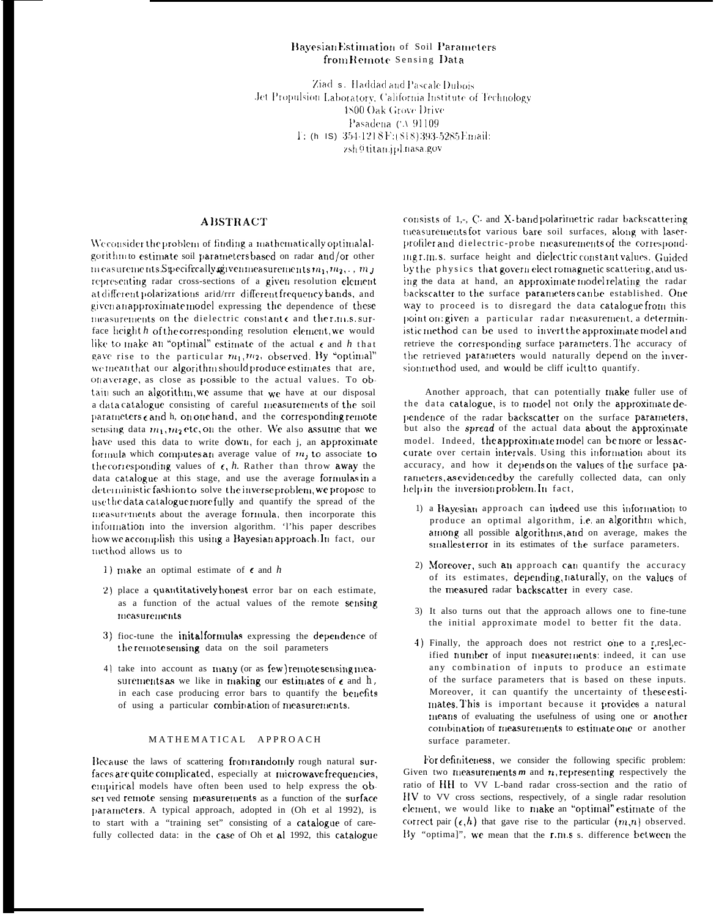# Bayesian Estimation of Soil Parameters from Remote Sensing Data

Ziad S. Haddad and Pascale Dubois
Jet Propulsion Laboratory, California Institute of Technology
4800 Oak Grove Drive
Pasadena CA 91109
T: (818) 354-1218 F: (818) 393-5285 Email:
zsh@titan.jpl.nasa.gov

## ABSTRACT

We consider the problem of finding a mathematically optimal algorithm to estimate soil parameters based on radar and/or other measurements. Specifically, given measurements $m_1, m_2, \ldots, m_J$ representing radar cross-sections of a given resolution element at different polarizations and/or different frequency bands, and given an approximate model expressing the dependence of these measurements on the dielectric constant $\epsilon$ and the r.m.s. surface height $h$ of the corresponding resolution element, we would like to make an "optimal" estimate of the actual $\epsilon$ and $h$ that gave rise to the particular $m_1, m_2$, observed. By "optimal" we mean that our algorithm should produce estimates that are, on average, as close as possible to the actual values. To obtain such an algorithm, we assume that we have at our disposal a data catalogue consisting of careful measurements of the soil parameters $\epsilon$ and h, on one hand, and the corresponding remote sensing data $m_1, m_2$ etc, on the other. We also assume that we have used this data to write down, for each j, an approximate formula which computes an average value of $m_j$ to associate to the corresponding values of $\epsilon$, $h$. Rather than throw away the data catalogue at this stage, and use the average formulas in a deterministic fashion to solve the inverse problem, we propose to use the data catalogue more fully and quantify the spread of the measurements about the average formula, then incorporate this information into the inversion algorithm. This paper describes how we accomplish this using a Bayesian approach. In fact, our method allows us to

1) make an optimal estimate of $\epsilon$ and $h$
2) place a quantitatively honest error bar on each estimate, as a function of the actual values of the remote sensing measurements
3) fine-tune the inital formulas expressing the dependence of the remote sensing data on the soil parameters
4) take into account as many (or as few) remote sensing measurements as we like in making our estimates of $\epsilon$ and h, in each case producing error bars to quantify the benefits of using a particular combination of measurements.

## MATHEMATICAL APPROACH

Because the laws of scattering from randomly rough natural surfaces are quite complicated, especially at microwave frequencies, empirical models have often been used to help express the observed remote sensing measurements as a function of the surface parameters. A typical approach, adopted in (Oh et al 1992), is to start with a "training set" consisting of a catalogue of carefully collected data: in the case of Oh et al 1992, this catalogue consists of L-, C- and X-band polarimetric radar backscattering measurements for various bare soil surfaces, along with laser-profiler and dielectric-probe measurements of the corresponding r.m.s. surface height and dielectric constant values. Guided by the physics that govern electromagnetic scattering, and using the data at hand, an approximate model relating the radar backscatter to the surface parameters can be established. One way to proceed is to disregard the data catalogue from this point on: given a particular radar measurement, a deterministic method can be used to invert the approximate model and retrieve the corresponding surface parameters. The accuracy of the retrieved parameters would naturally depend on the inversion method used, and would be difficult to quantify.

Another approach, that can potentially make fuller use of the data catalogue, is to model not only the approximate dependence of the radar backscatter on the surface parameters, but also the *spread* of the actual data about the approximate model. Indeed, the approximate model can be more or less accurate over certain intervals. Using this information about its accuracy, and how it depends on the values of the surface parameters, as evidenced by the carefully collected data, can only help in the inversion problem. In fact,

1) a Bayesian approach can indeed use this information to produce an optimal algorithm, i.e. an algorithm which, among all possible algorithms, and on average, makes the smallest error in its estimates of the surface parameters.
2) Moreover, such an approach can quantify the accuracy of its estimates, depending, naturally, on the values of the measured radar backscatter in every case.
3) It also turns out that the approach allows one to fine-tune the initial approximate model to better fit the data.
4) Finally, the approach does not restrict one to a prespecified number of input measurements: indeed, it can use any combination of inputs to produce an estimate of the surface parameters that is based on these inputs. Moreover, it can quantify the uncertainty of these estimates. This is important because it provides a natural means of evaluating the usefulness of using one or another combination of measurements to estimate one or another surface parameter.

For definiteness, we consider the following specific problem: Given two measurements $m$ and $n$, representing respectively the ratio of HH to VV L-band radar cross-section and the ratio of HV to VV cross sections, respectively, of a single radar resolution element, we would like to make an "optimal" estimate of the correct pair $(\epsilon, h)$ that gave rise to the particular $(m, n)$ observed. By "optimal", we mean that the r.m.s. difference between the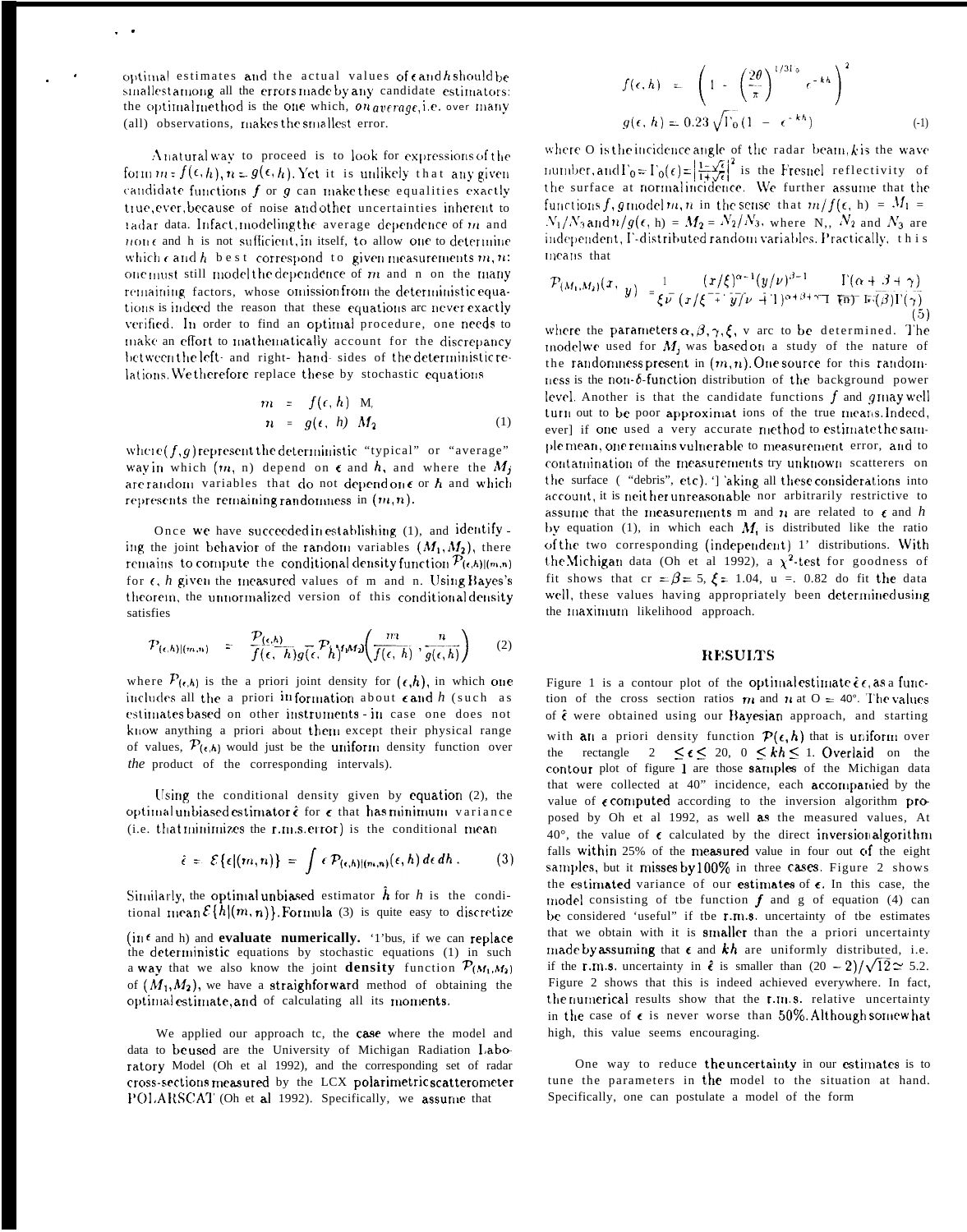optimal estimates and the actual values of $\epsilon$ and $h$ should be smallest among all the errors made by any candidate estimators: the optimal method is the one which, *on average*, i.e. over many (all) observations, makes the smallest error.

A natural way to proceed is to look for expressions of the form $m = f(\epsilon, h)$, $n = g(\epsilon, h)$. Yet it is unlikely that any given candidate functions $f$ or $g$ can make these equalities exactly true, ever, because of noise and other uncertainties inherent to radar data. In fact, modeling the average dependence of $m$ and $n$ on $\epsilon$ and h is not sufficient, in itself, to allow one to determine which $\epsilon$ and $h$ best correspond to given measurements $m, n$: one must still model the dependence of m and n on the many remaining factors, whose omission from the deterministic equations is indeed the reason that these equations are never exactly verified. In order to find an optimal procedure, one needs to make an effort to mathematically account for the discrepancy between the left- and right- hand- sides of the deterministic relations. We therefore replace these by stochastic equations

$$\begin{aligned} m &= f(\epsilon, h)\ M_1 \\ n &= g(\epsilon, h)\ M_2 \end{aligned} \tag{1}$$

where $(f, g)$ represent the deterministic "typical" or "average" way in which $(m, n)$ depend on $\epsilon$ and $h$, and where the $M_j$ are random variables that do not depend on $\epsilon$ or $h$ and which represents the remaining randomness in $(m, n)$.

Once we have succeeded in establishing (1), and identifying the joint behavior of the random variables $(M_1, M_2)$, there remains to compute the conditional density function $\mathcal{P}_{(\epsilon,h)|(m,n)}$ for $\epsilon$, $h$ given the measured values of m and n. Using Bayes's theorem, the unnormalized version of this conditional density satisfies

$$\mathcal{P}_{(\epsilon,h)|(m,n)} = \frac{\mathcal{P}_{(\epsilon,h)}}{f(\epsilon, h) g(\epsilon, h)} \mathcal{P}_{(M_1,M_2)}\left(\frac{m}{f(\epsilon, h)}, \frac{n}{g(\epsilon, h)}\right) \tag{2}$$

where $\mathcal{P}_{(\epsilon,h)}$ is the a priori joint density for $(\epsilon, h)$, in which one includes all the a priori information about $\epsilon$ and $h$ (such as estimates based on other instruments - in case one does not know anything a priori about them except their physical range of values, $\mathcal{P}_{(\epsilon,h)}$ would just be the uniform density function over *the* product of the corresponding intervals).

Using the conditional density given by equation (2), the optimal unbiased estimator $\hat{\epsilon}$ for $\epsilon$ that has minimum variance (i.e. that minimizes the r.m.s. error) is the conditional mean

$$\hat{\epsilon} = \mathcal{E}\{\epsilon|(m, n)\} = \int \epsilon\, \mathcal{P}_{(\epsilon,h)|(m,n)}(\epsilon, h)\, d\epsilon\, dh\,. \tag{3}$$

Similarly, the optimal unbiased estimator $\hat{h}$ for $h$ is the conditional mean $\mathcal{E}\{h|(m, n)\}$. Formula (3) is quite easy to discretize (in $\epsilon$ and h) and **evaluate numerically.** Thus, if we can replace the deterministic equations by stochastic equations (1) in such a way that we also know the joint **density** function $\mathcal{P}_{(M_1,M_2)}$ of $(M_1, M_2)$, we have a straighforward method of obtaining the optimal estimate, and of calculating all its moments.

We applied our approach to the case where the model and data to be used are the University of Michigan Radiation Laboratory Model (Oh et al 1992), and the corresponding set of radar cross-sections measured by the LCX polarimetric scatterometer POLARSCAT (Oh et al 1992). Specifically, we assume that

$$\begin{aligned} f(\epsilon, h) &= \left(1 - \left(\frac{2\theta}{\pi}\right)^{1/3\Gamma_0} e^{-kh}\right)^2 \\ g(\epsilon, h) &= 0.23\sqrt{\Gamma_0}\,(1 - e^{-kh}) \end{aligned} \tag{4}$$

where $\theta$ is the incidence angle of the radar beam, $k$ is the wave number, and $\Gamma_0 = \Gamma_0(\epsilon) = \left|\frac{1-\sqrt{\epsilon}}{1+\sqrt{\epsilon}}\right|^2$ is the Fresnel reflectivity of the surface at normal incidence. We further assume that the functions $f, g$ model $m, n$ in the sense that $m/f(\epsilon, h) = M_1 = N_1/N_3$ and $n/g(\epsilon, h) = M_2 = N_2/N_3$, where $N_1$, $N_2$ and $N_3$ are independent, Γ-distributed random variables. Practically, this means that

$$\mathcal{P}_{(M_1,M_2)}(x, y) = \frac{1}{\xi\nu}\frac{(x/\xi)^{\alpha-1}(y/\nu)^{\beta-1}}{(x/\xi + y/\nu + 1)^{\alpha+\beta+\gamma}}\frac{\Gamma(\alpha+\beta+\gamma)}{\Gamma(\alpha)\Gamma(\beta)\Gamma(\gamma)} \tag{5}$$

where the parameters $\alpha, \beta, \gamma, \xi, \nu$ are to be determined. The model we used for $M_j$ was based on a study of the nature of the randomness present in $(m, n)$. One source for this randomness is the non-$\delta$-function distribution of the background power level. Another is that the candidate functions $f$ and $g$ may well turn out to be poor approximations of the true means. Indeed, even if one used a very accurate method to estimate the sample mean, one remains vulnerable to measurement error, and to contamination of the measurements by unknown scatterers on the surface ( "debris", etc). Taking all these considerations into account, it is neither unreasonable nor arbitrarily restrictive to assume that the measurements m and $n$ are related to $\epsilon$ and $h$ by equation (1), in which each $M_i$ is distributed like the ratio of the two corresponding (independent) Γ distributions. With the Michigan data (Oh et al 1992), a $\chi^2$-test for goodness of fit shows that $\alpha = \beta = 5$, $\xi = 1.04$, $\nu = 0.82$ do fit the data well, these values having appropriately been determined using the maximum likelihood approach.

## RESULTS

Figure 1 is a contour plot of the optimal estimate $\hat{\epsilon}$ of $\epsilon$, as a function of the cross section ratios $m$ and $n$ at $\theta = 40°$. The values of $\hat{\epsilon}$ were obtained using our Bayesian approach, and starting with an a priori density function $\mathcal{P}(\epsilon, h)$ that is uniform over the rectangle $2 \leq \epsilon \leq 20$, $0 \leq kh \leq 1$. Overlaid on the contour plot of figure 1 are those samples of the Michigan data that were collected at 40° incidence, each accompanied by the value of $\epsilon$ computed according to the inversion algorithm proposed by Oh et al 1992, as well as the measured values, At 40°, the value of $\epsilon$ calculated by the direct inversion algorithm falls within 25% of the measured value in four out of the eight samples, but it misses by 100% in three cases. Figure 2 shows the estimated variance of our estimates of $\epsilon$. In this case, the model consisting of the function $f$ and g of equation (4) can be considered 'useful" if the r.m.s. uncertainty of the estimates that we obtain with it is smaller than the a priori uncertainty made by assuming that $\epsilon$ and $kh$ are uniformly distributed, i.e. if the r.m.s. uncertainty in $\hat{\epsilon}$ is smaller than $(20-2)/\sqrt{12} \simeq 5.2$. Figure 2 shows that this is indeed achieved everywhere. In fact, the numerical results show that the r.m.s. relative uncertainty in the case of $\epsilon$ is never worse than 50%. Although somewhat high, this value seems encouraging.

One way to reduce the uncertainty in our estimates is to tune the parameters in the model to the situation at hand. Specifically, one can postulate a model of the form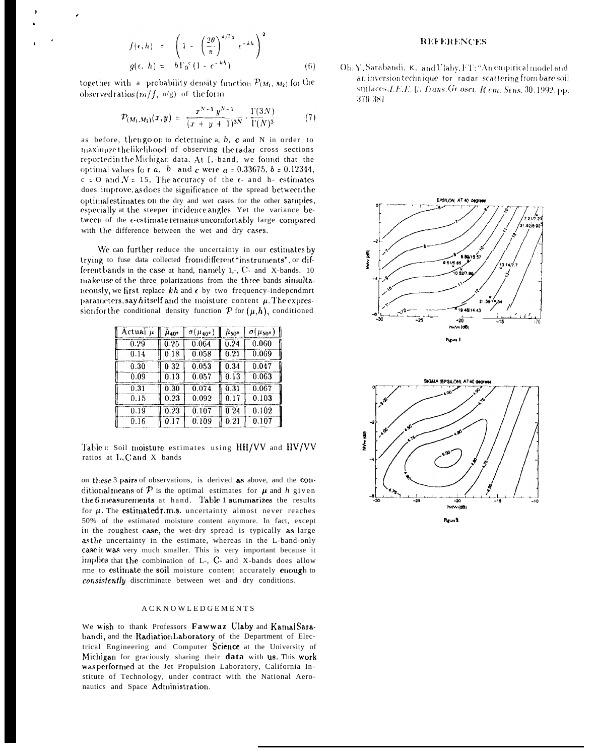$$f(\epsilon, h) = \left(1 - \left(\frac{2\theta}{\pi}\right)^{a/\Gamma_0} e^{-kh}\right)^2$$

$$g(\epsilon, h) = b\Gamma_0^c (1 - e^{-kh}) \qquad (6)$$

together with a probability density function $\mathcal{P}_{(M_1, M_2)}$ for the observed ratios $(m/f, n/g)$ of the form

$$\mathcal{P}_{(M_1,M_2)}(x,y) = \frac{x^{N-1} y^{N-1}}{(x + y + 1)^{3N}} \cdot \frac{\Gamma(3N)}{\Gamma(N)^3} \qquad (7)$$

as before, then go on to determine a, $b$, $c$ and N in order to maximize the likelihood of observing the radar cross sections reported in the Michigan data. At L-band, we found that the optimal values for $a$, $b$ and $c$ were $a = 0.33675$, $b = 0.12344$, $c = 0$ and $N = 15$. The accuracy of the $\epsilon$- and $h$- estimates does improve, as does the significance of the spread between the optimal estimates on the dry and wet cases for the other samples, especially at the steeper incidence angles. Yet the variance between of the $\epsilon$-estimate remains uncomfortably large compared with the difference between the wet and dry cases.

We can further reduce the uncertainty in our estimates by trying to fuse data collected from different "instruments", or different bands in the case at hand, namely L-, C- and X-bands. To make use of the three polarizations from the three bands simultaneously, we first replace $kh$ and $\epsilon$ by two frequency-independent parameters, say $h$ itself and the moisture content $\mu$. The expression for the conditional density function $\mathcal{P}$ for $(\mu, h)$, conditioned

| Actual $\mu$ | $\hat{\mu}_{40°}$ | $\sigma(\mu_{40°})$ | $\hat{\mu}_{50°}$ | $\sigma(\mu_{50°})$ |
|---|---|---|---|---|
| 0.29 | 0.25 | 0.064 | 0.24 | 0.060 |
| 0.14 | 0.18 | 0.058 | 0.21 | 0.069 |
| 0.30 | 0.32 | 0.053 | 0.34 | 0.047 |
| 0.09 | 0.13 | 0.057 | 0.13 | 0.063 |
| 0.31 | 0.30 | 0.074 | 0.31 | 0.067 |
| 0.15 | 0.23 | 0.092 | 0.17 | 0.103 |
| 0.19 | 0.23 | 0.107 | 0.24 | 0.102 |
| 0.16 | 0.17 | 0.109 | 0.21 | 0.107 |

Table 1: Soil moisture estimates using HH/VV and HV/VV ratios at L, C and X bands

on these 3 pairs of observations, is derived as above, and the conditional means of $\mathcal{P}$ is the optimal estimates for $\mu$ and $h$ given the 6 measurements at hand. Table 1 summarizes the results for $\mu$. The estimated r.m.s. uncertainty almost never reaches 50% of the estimated moisture content anymore. In fact, except in the roughest case, the wet-dry spread is typically as large as the uncertainty in the estimate, whereas in the L-band-only case it was very much smaller. This is very important because it implies that the combination of L-, C- and X-bands does allow me to estimate the soil moisture content accurately enough to *consistently* discriminate between wet and dry conditions.

## ACKNOWLEDGEMENTS

We wish to thank Professors Fawwaz Ulaby and Kamal Sarabandi, and the Radiation Laboratory of the Department of Electrical Engineering and Computer Science at the University of Michigan for graciously sharing data with us. This work was performed at the Jet Propulsion Laboratory, California Institute of Technology, under contract with the National Aeronautics and Space Administration.

## REFERENCES

Oh, Y, Sarabandi, K, and Ulaby, FT: "An empirical model and an inversion technique for radar scattering from bare soil surfaces. *I.E.E.E. Trans. Geosci. Rem. Sens.* 30, 1992, pp. 370-381

EPSILON AT 40 degrees

hh/vv (dB)

hv/vv (dB)

Figure 1

SIGMA (EPSILON) AT 40 degrees

hh/vv (dB)

hv/vv (dB)

Figure 2